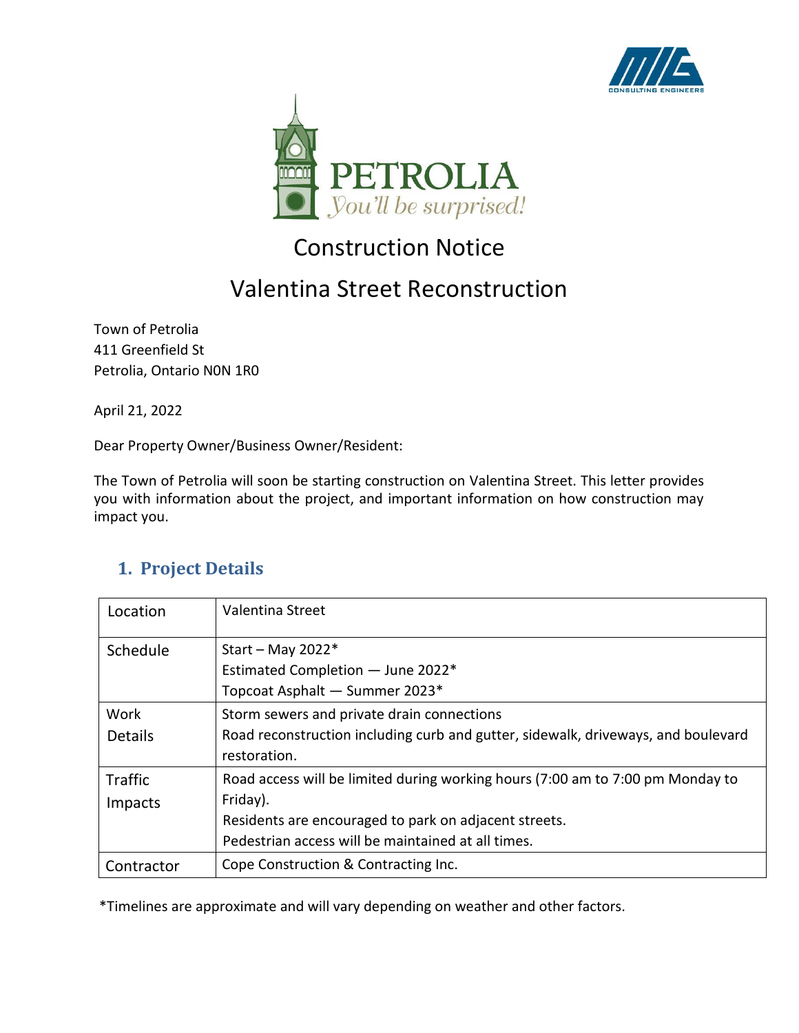PETROLIA
*You'll be surprised!*

# Construction Notice

# Valentina Street Reconstruction

Town of Petrolia
411 Greenfield St
Petrolia, Ontario N0N 1R0

April 21, 2022

Dear Property Owner/Business Owner/Resident:

The Town of Petrolia will soon be starting construction on Valentina Street. This letter provides you with information about the project, and important information on how construction may impact you.

## 1. Project Details

| | |
|---|---|
| Location | Valentina Street |
| Schedule | Start – May 2022*<br>Estimated Completion — June 2022*<br>Topcoat Asphalt — Summer 2023* |
| Work Details | Storm sewers and private drain connections<br>Road reconstruction including curb and gutter, sidewalk, driveways, and boulevard restoration. |
| Traffic Impacts | Road access will be limited during working hours (7:00 am to 7:00 pm Monday to Friday).<br>Residents are encouraged to park on adjacent streets.<br>Pedestrian access will be maintained at all times. |
| Contractor | Cope Construction & Contracting Inc. |

*Timelines are approximate and will vary depending on weather and other factors.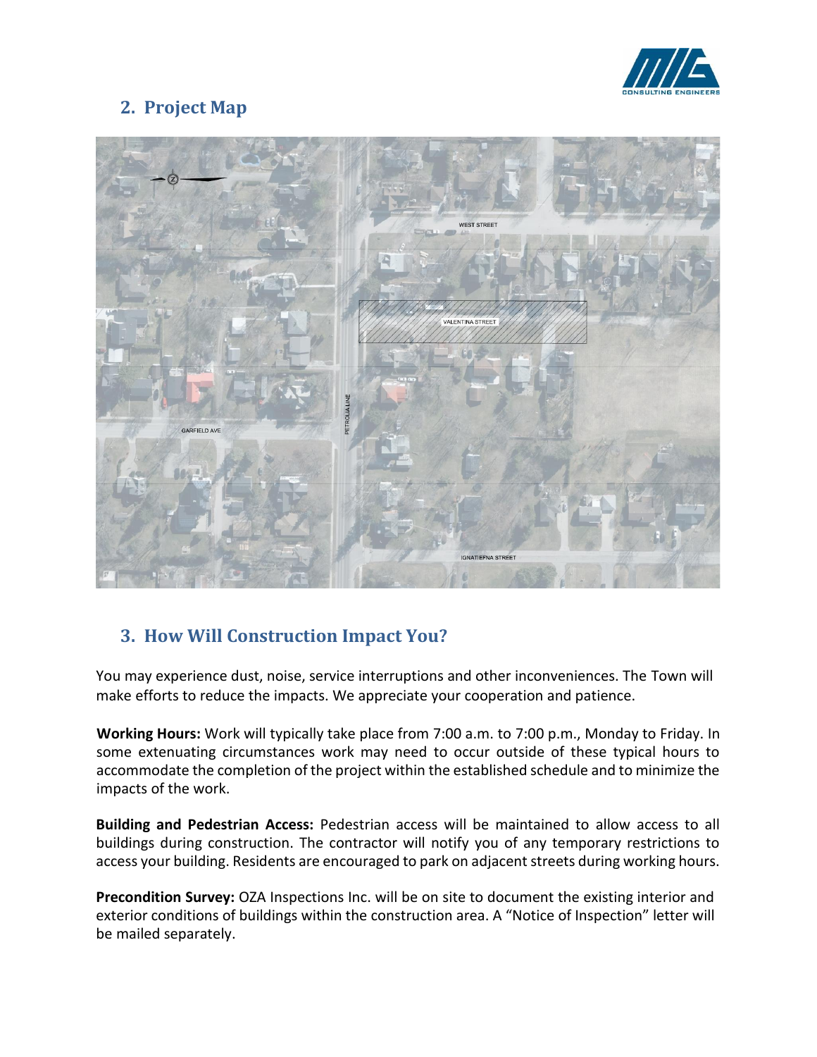## 2. Project Map

## 3. How Will Construction Impact You?

You may experience dust, noise, service interruptions and other inconveniences. The Town will make efforts to reduce the impacts. We appreciate your cooperation and patience.

**Working Hours:** Work will typically take place from 7:00 a.m. to 7:00 p.m., Monday to Friday. In some extenuating circumstances work may need to occur outside of these typical hours to accommodate the completion of the project within the established schedule and to minimize the impacts of the work.

**Building and Pedestrian Access:** Pedestrian access will be maintained to allow access to all buildings during construction. The contractor will notify you of any temporary restrictions to access your building. Residents are encouraged to park on adjacent streets during working hours.

**Precondition Survey:** OZA Inspections Inc. will be on site to document the existing interior and exterior conditions of buildings within the construction area. A "Notice of Inspection" letter will be mailed separately.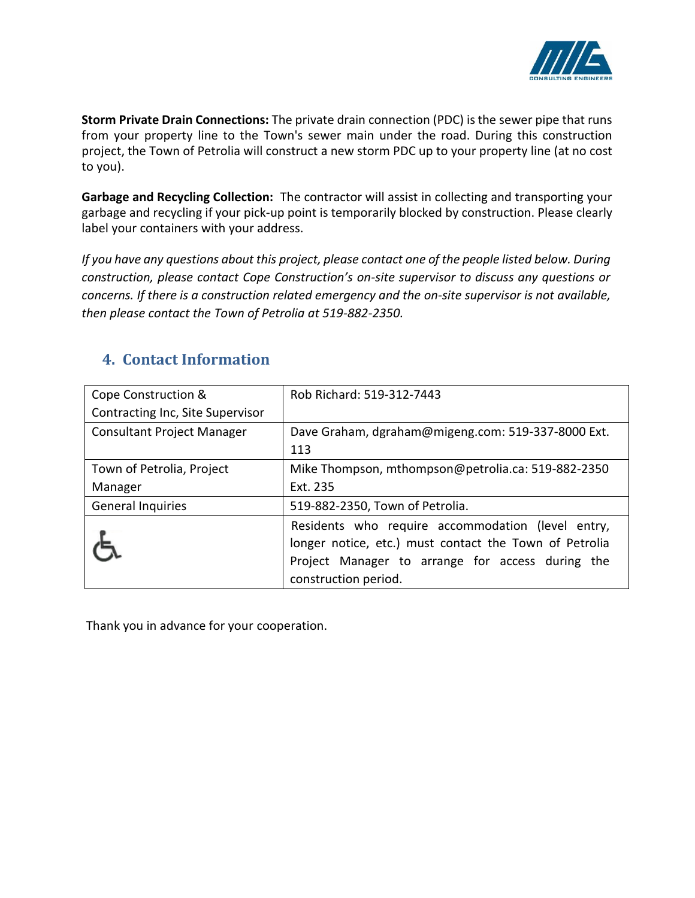**Storm Private Drain Connections:** The private drain connection (PDC) is the sewer pipe that runs from your property line to the Town's sewer main under the road. During this construction project, the Town of Petrolia will construct a new storm PDC up to your property line (at no cost to you).

**Garbage and Recycling Collection:** The contractor will assist in collecting and transporting your garbage and recycling if your pick-up point is temporarily blocked by construction. Please clearly label your containers with your address.

*If you have any questions about this project, please contact one of the people listed below. During construction, please contact Cope Construction's on-site supervisor to discuss any questions or concerns. If there is a construction related emergency and the on-site supervisor is not available, then please contact the Town of Petrolia at 519-882-2350.*

## 4. Contact Information

| | |
|---|---|
| Cope Construction & Contracting Inc, Site Supervisor | Rob Richard: 519-312-7443 |
| Consultant Project Manager | Dave Graham, dgraham@migeng.com: 519-337-8000 Ext. 113 |
| Town of Petrolia, Project Manager | Mike Thompson, mthompson@petrolia.ca: 519-882-2350 Ext. 235 |
| General Inquiries | 519-882-2350, Town of Petrolia. |
| ♿ | Residents who require accommodation (level entry, longer notice, etc.) must contact the Town of Petrolia Project Manager to arrange for access during the construction period. |

Thank you in advance for your cooperation.